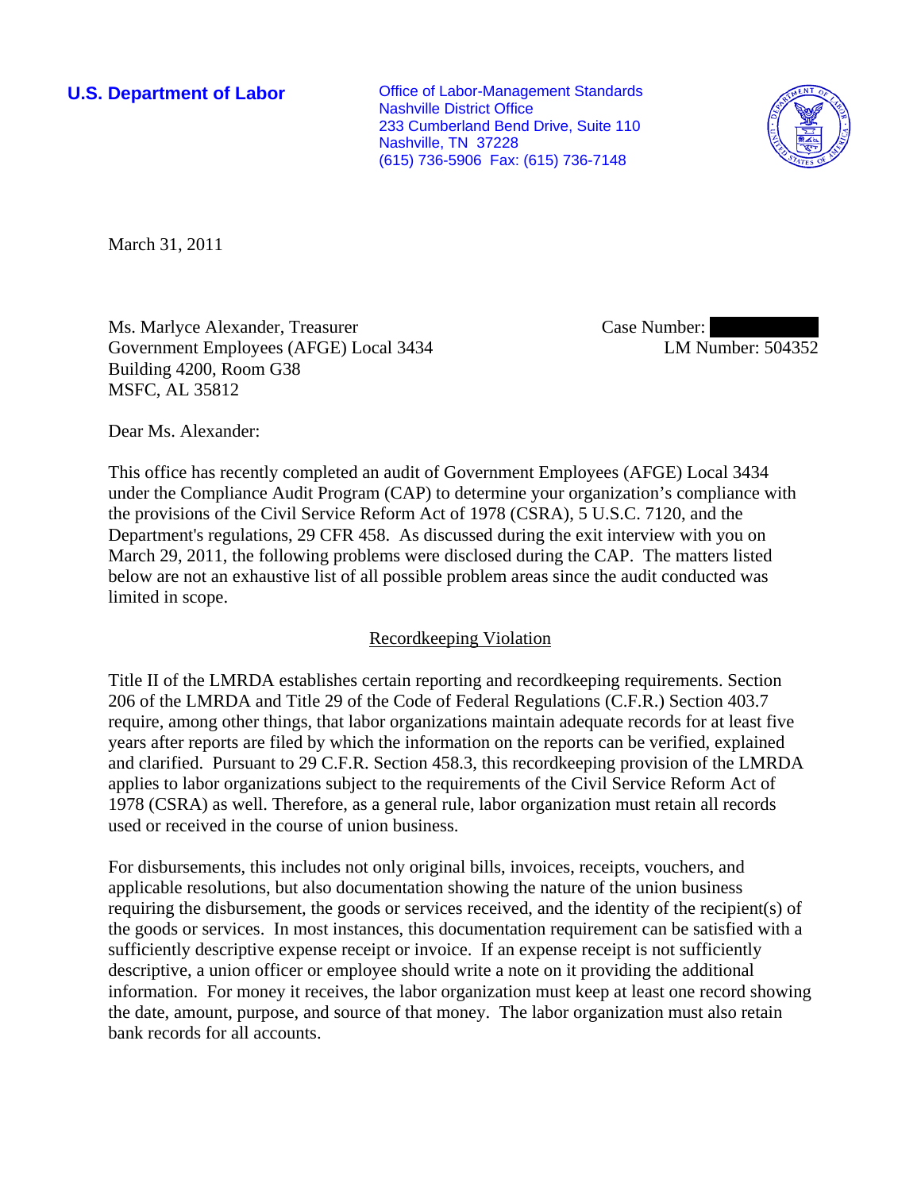**U.S. Department of Labor**

Office of Labor-Management Standards
Nashville District Office
233 Cumberland Bend Drive, Suite 110
Nashville, TN 37228
(615) 736-5906 Fax: (615) 736-7148

March 31, 2011

Ms. Marlyce Alexander, Treasurer
Government Employees (AFGE) Local 3434
Building 4200, Room G38
MSFC, AL 35812

Case Number: 
LM Number: 504352

Dear Ms. Alexander:

This office has recently completed an audit of Government Employees (AFGE) Local 3434 under the Compliance Audit Program (CAP) to determine your organization's compliance with the provisions of the Civil Service Reform Act of 1978 (CSRA), 5 U.S.C. 7120, and the Department's regulations, 29 CFR 458. As discussed during the exit interview with you on March 29, 2011, the following problems were disclosed during the CAP. The matters listed below are not an exhaustive list of all possible problem areas since the audit conducted was limited in scope.

## Recordkeeping Violation

Title II of the LMRDA establishes certain reporting and recordkeeping requirements. Section 206 of the LMRDA and Title 29 of the Code of Federal Regulations (C.F.R.) Section 403.7 require, among other things, that labor organizations maintain adequate records for at least five years after reports are filed by which the information on the reports can be verified, explained and clarified. Pursuant to 29 C.F.R. Section 458.3, this recordkeeping provision of the LMRDA applies to labor organizations subject to the requirements of the Civil Service Reform Act of 1978 (CSRA) as well. Therefore, as a general rule, labor organization must retain all records used or received in the course of union business.

For disbursements, this includes not only original bills, invoices, receipts, vouchers, and applicable resolutions, but also documentation showing the nature of the union business requiring the disbursement, the goods or services received, and the identity of the recipient(s) of the goods or services. In most instances, this documentation requirement can be satisfied with a sufficiently descriptive expense receipt or invoice. If an expense receipt is not sufficiently descriptive, a union officer or employee should write a note on it providing the additional information. For money it receives, the labor organization must keep at least one record showing the date, amount, purpose, and source of that money. The labor organization must also retain bank records for all accounts.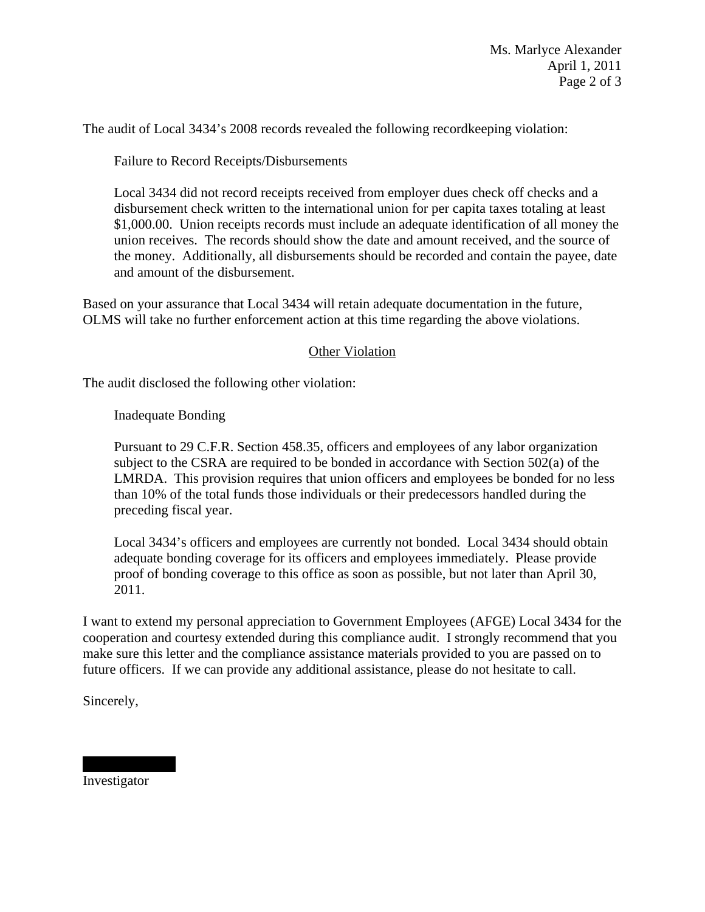The audit of Local 3434's 2008 records revealed the following recordkeeping violation:

Failure to Record Receipts/Disbursements

Local 3434 did not record receipts received from employer dues check off checks and a disbursement check written to the international union for per capita taxes totaling at least $1,000.00. Union receipts records must include an adequate identification of all money the union receives. The records should show the date and amount received, and the source of the money. Additionally, all disbursements should be recorded and contain the payee, date and amount of the disbursement.

Based on your assurance that Local 3434 will retain adequate documentation in the future, OLMS will take no further enforcement action at this time regarding the above violations.

## Other Violation

The audit disclosed the following other violation:

Inadequate Bonding

Pursuant to 29 C.F.R. Section 458.35, officers and employees of any labor organization subject to the CSRA are required to be bonded in accordance with Section 502(a) of the LMRDA. This provision requires that union officers and employees be bonded for no less than 10% of the total funds those individuals or their predecessors handled during the preceding fiscal year.

Local 3434's officers and employees are currently not bonded. Local 3434 should obtain adequate bonding coverage for its officers and employees immediately. Please provide proof of bonding coverage to this office as soon as possible, but not later than April 30, 2011.

I want to extend my personal appreciation to Government Employees (AFGE) Local 3434 for the cooperation and courtesy extended during this compliance audit. I strongly recommend that you make sure this letter and the compliance assistance materials provided to you are passed on to future officers. If we can provide any additional assistance, please do not hesitate to call.

Sincerely,

Investigator